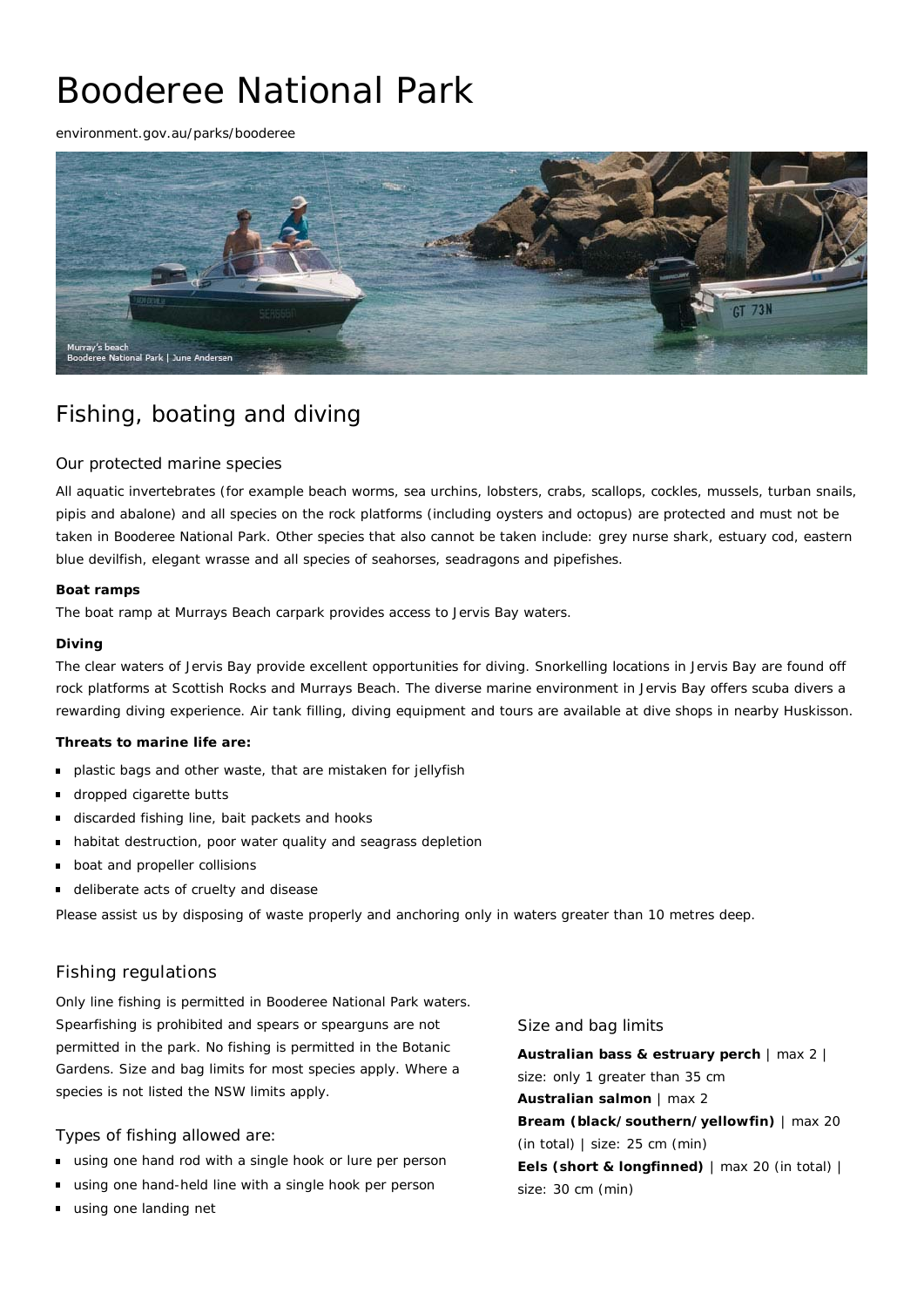# Booderee National Park

environment.gov.au/parks/booderee

Murray's beach
Booderee National Park | June Andersen

## Fishing, boating and diving

### Our protected marine species

All aquatic invertebrates (for example beach worms, sea urchins, lobsters, crabs, scallops, cockles, mussels, turban snails, pipis and abalone) and all species on the rock platforms (including oysters and octopus) are protected and must not be taken in Booderee National Park. Other species that also cannot be taken include: grey nurse shark, estuary cod, eastern blue devilfish, elegant wrasse and all species of seahorses, seadragons and pipefishes.

#### Boat ramps

The boat ramp at Murrays Beach carpark provides access to Jervis Bay waters.

#### Diving

The clear waters of Jervis Bay provide excellent opportunities for diving. Snorkelling locations in Jervis Bay are found off rock platforms at Scottish Rocks and Murrays Beach. The diverse marine environment in Jervis Bay offers scuba divers a rewarding diving experience. Air tank filling, diving equipment and tours are available at dive shops in nearby Huskisson.

#### Threats to marine life are:

- plastic bags and other waste, that are mistaken for jellyfish
- dropped cigarette butts
- discarded fishing line, bait packets and hooks
- habitat destruction, poor water quality and seagrass depletion
- boat and propeller collisions
- deliberate acts of cruelty and disease

Please assist us by disposing of waste properly and anchoring only in waters greater than 10 metres deep.

### Fishing regulations

Only line fishing is permitted in Booderee National Park waters. Spearfishing is prohibited and spears or spearguns are not permitted in the park. No fishing is permitted in the Botanic Gardens. Size and bag limits for most species apply. Where a species is not listed the NSW limits apply.

### Types of fishing allowed are:

- using one hand rod with a single hook or lure per person
- using one hand-held line with a single hook per person
- using one landing net

### Size and bag limits

**Australian bass & estruary perch** | max 2 | size: only 1 greater than 35 cm

**Australian salmon** | max 2

**Bream (black/southern/yellowfin)** | max 20 (in total) | size: 25 cm (min)

**Eels (short & longfinned)** | max 20 (in total) | size: 30 cm (min)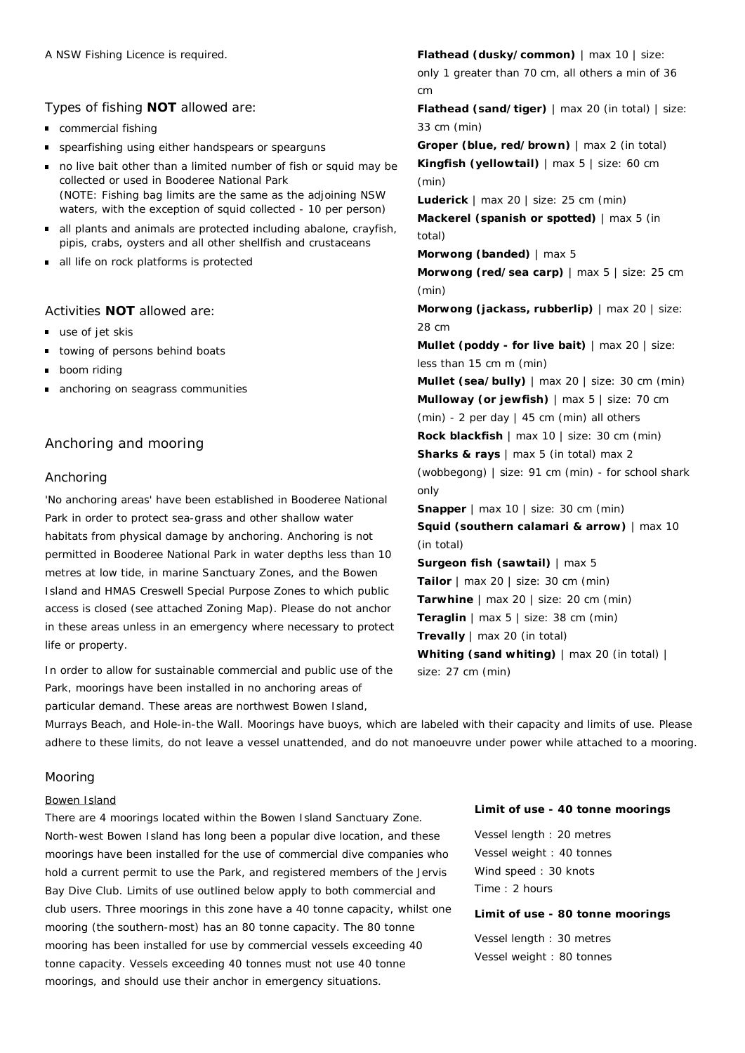A NSW Fishing Licence is required.

Types of fishing **NOT** allowed are:

- commercial fishing
- spearfishing using either handspears or spearguns
- no live bait other than a limited number of fish or squid may be collected or used in Booderee National Park (NOTE: Fishing bag limits are the same as the adjoining NSW waters, with the exception of squid collected - 10 per person)
- all plants and animals are protected including abalone, crayfish, pipis, crabs, oysters and all other shellfish and crustaceans
- all life on rock platforms is protected

Activities **NOT** allowed are:

- use of jet skis
- towing of persons behind boats
- boom riding
- anchoring on seagrass communities

**Flathead (dusky/common)** | max 10 | size: only 1 greater than 70 cm, all others a min of 36 cm
**Flathead (sand/tiger)** | max 20 (in total) | size: 33 cm (min)
**Groper (blue, red/brown)** | max 2 (in total)
**Kingfish (yellowtail)** | max 5 | size: 60 cm (min)
**Luderick** | max 20 | size: 25 cm (min)
**Mackerel (spanish or spotted)** | max 5 (in total)
**Morwong (banded)** | max 5
**Morwong (red/sea carp)** | max 5 | size: 25 cm (min)
**Morwong (jackass, rubberlip)** | max 20 | size: 28 cm
**Mullet (poddy - for live bait)** | max 20 | size: less than 15 cm m (min)
**Mullet (sea/bully)** | max 20 | size: 30 cm (min)
**Mulloway (or jewfish)** | max 5 | size: 70 cm (min) - 2 per day | 45 cm (min) all others
**Rock blackfish** | max 10 | size: 30 cm (min)
**Sharks & rays** | max 5 (in total) max 2 (wobbegong) | size: 91 cm (min) - for school shark only
**Snapper** | max 10 | size: 30 cm (min)
**Squid (southern calamari & arrow)** | max 10 (in total)
**Surgeon fish (sawtail)** | max 5
**Tailor** | max 20 | size: 30 cm (min)
**Tarwhine** | max 20 | size: 20 cm (min)
**Teraglin** | max 5 | size: 38 cm (min)
**Trevally** | max 20 (in total)
**Whiting (sand whiting)** | max 20 (in total) | size: 27 cm (min)

## Anchoring and mooring

### Anchoring

'No anchoring areas' have been established in Booderee National Park in order to protect sea-grass and other shallow water habitats from physical damage by anchoring. Anchoring is not permitted in Booderee National Park in water depths less than 10 metres at low tide, in marine Sanctuary Zones, and the Bowen Island and HMAS Creswell Special Purpose Zones to which public access is closed (see attached Zoning Map). Please do not anchor in these areas unless in an emergency where necessary to protect life or property.

In order to allow for sustainable commercial and public use of the Park, moorings have been installed in no anchoring areas of particular demand. These areas are northwest Bowen Island, Murrays Beach, and Hole-in-the Wall. Moorings have buoys, which are labeled with their capacity and limits of use. Please adhere to these limits, do not leave a vessel unattended, and do not manoeuvre under power while attached to a mooring.

### Mooring

Bowen Island

There are 4 moorings located within the Bowen Island Sanctuary Zone. North-west Bowen Island has long been a popular dive location, and these moorings have been installed for the use of commercial dive companies who hold a current permit to use the Park, and registered members of the Jervis Bay Dive Club. Limits of use outlined below apply to both commercial and club users. Three moorings in this zone have a 40 tonne capacity, whilst one mooring (the southern-most) has an 80 tonne capacity. The 80 tonne mooring has been installed for use by commercial vessels exceeding 40 tonne capacity. Vessels exceeding 40 tonnes must not use 40 tonne moorings, and should use their anchor in emergency situations.

**Limit of use - 40 tonne moorings**

Vessel length : 20 metres
Vessel weight : 40 tonnes
Wind speed : 30 knots
Time : 2 hours

**Limit of use - 80 tonne moorings**

Vessel length : 30 metres
Vessel weight : 80 tonnes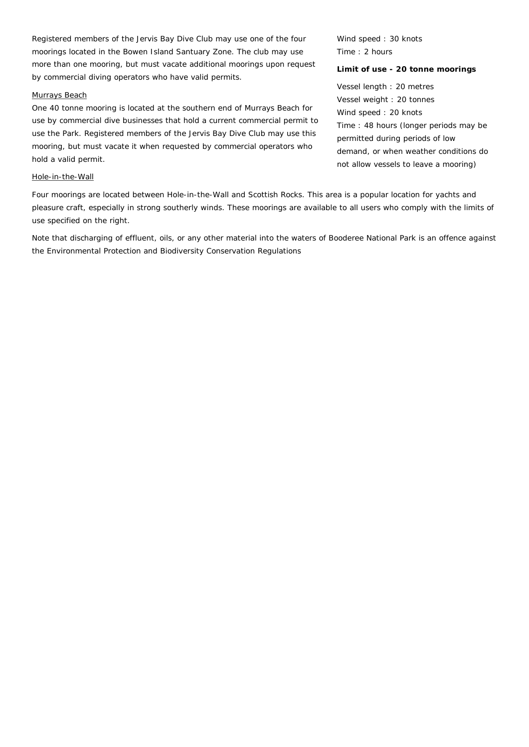Registered members of the Jervis Bay Dive Club may use one of the four moorings located in the Bowen Island Santuary Zone. The club may use more than one mooring, but must vacate additional moorings upon request by commercial diving operators who have valid permits.

Murrays Beach

One 40 tonne mooring is located at the southern end of Murrays Beach for use by commercial dive businesses that hold a current commercial permit to use the Park. Registered members of the Jervis Bay Dive Club may use this mooring, but must vacate it when requested by commercial operators who hold a valid permit.

Hole-in-the-Wall

Four moorings are located between Hole-in-the-Wall and Scottish Rocks. This area is a popular location for yachts and pleasure craft, especially in strong southerly winds. These moorings are available to all users who comply with the limits of use specified on the right.

Note that discharging of effluent, oils, or any other material into the waters of Booderee National Park is an offence against the Environmental Protection and Biodiversity Conservation Regulations

Wind speed : 30 knots
Time : 2 hours

**Limit of use - 20 tonne moorings**

Vessel length : 20 metres
Vessel weight : 20 tonnes
Wind speed : 20 knots
Time : 48 hours (longer periods may be permitted during periods of low demand, or when weather conditions do not allow vessels to leave a mooring)